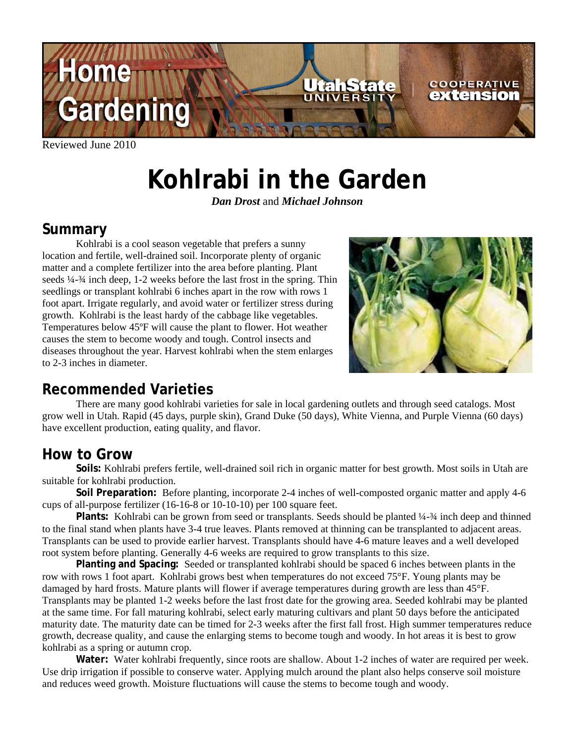Reviewed June 2010

# Kohlrabi in the Garden

***Dan Drost*** and ***Michael Johnson***

## Summary

Kohlrabi is a cool season vegetable that prefers a sunny location and fertile, well-drained soil. Incorporate plenty of organic matter and a complete fertilizer into the area before planting. Plant seeds ¼-¾ inch deep, 1-2 weeks before the last frost in the spring. Thin seedlings or transplant kohlrabi 6 inches apart in the row with rows 1 foot apart. Irrigate regularly, and avoid water or fertilizer stress during growth. Kohlrabi is the least hardy of the cabbage like vegetables. Temperatures below 45ºF will cause the plant to flower. Hot weather causes the stem to become woody and tough. Control insects and diseases throughout the year. Harvest kohlrabi when the stem enlarges to 2-3 inches in diameter.

## Recommended Varieties

There are many good kohlrabi varieties for sale in local gardening outlets and through seed catalogs. Most grow well in Utah. Rapid (45 days, purple skin), Grand Duke (50 days), White Vienna, and Purple Vienna (60 days) have excellent production, eating quality, and flavor.

## How to Grow

**Soils:** Kohlrabi prefers fertile, well-drained soil rich in organic matter for best growth. Most soils in Utah are suitable for kohlrabi production.

**Soil Preparation:** Before planting, incorporate 2-4 inches of well-composted organic matter and apply 4-6 cups of all-purpose fertilizer (16-16-8 or 10-10-10) per 100 square feet.

**Plants:** Kohlrabi can be grown from seed or transplants. Seeds should be planted ¼-¾ inch deep and thinned to the final stand when plants have 3-4 true leaves. Plants removed at thinning can be transplanted to adjacent areas. Transplants can be used to provide earlier harvest. Transplants should have 4-6 mature leaves and a well developed root system before planting. Generally 4-6 weeks are required to grow transplants to this size.

**Planting and Spacing:** Seeded or transplanted kohlrabi should be spaced 6 inches between plants in the row with rows 1 foot apart. Kohlrabi grows best when temperatures do not exceed 75°F. Young plants may be damaged by hard frosts. Mature plants will flower if average temperatures during growth are less than 45°F. Transplants may be planted 1-2 weeks before the last frost date for the growing area. Seeded kohlrabi may be planted at the same time. For fall maturing kohlrabi, select early maturing cultivars and plant 50 days before the anticipated maturity date. The maturity date can be timed for 2-3 weeks after the first fall frost. High summer temperatures reduce growth, decrease quality, and cause the enlarging stems to become tough and woody. In hot areas it is best to grow kohlrabi as a spring or autumn crop.

**Water:** Water kohlrabi frequently, since roots are shallow. About 1-2 inches of water are required per week. Use drip irrigation if possible to conserve water. Applying mulch around the plant also helps conserve soil moisture and reduces weed growth. Moisture fluctuations will cause the stems to become tough and woody.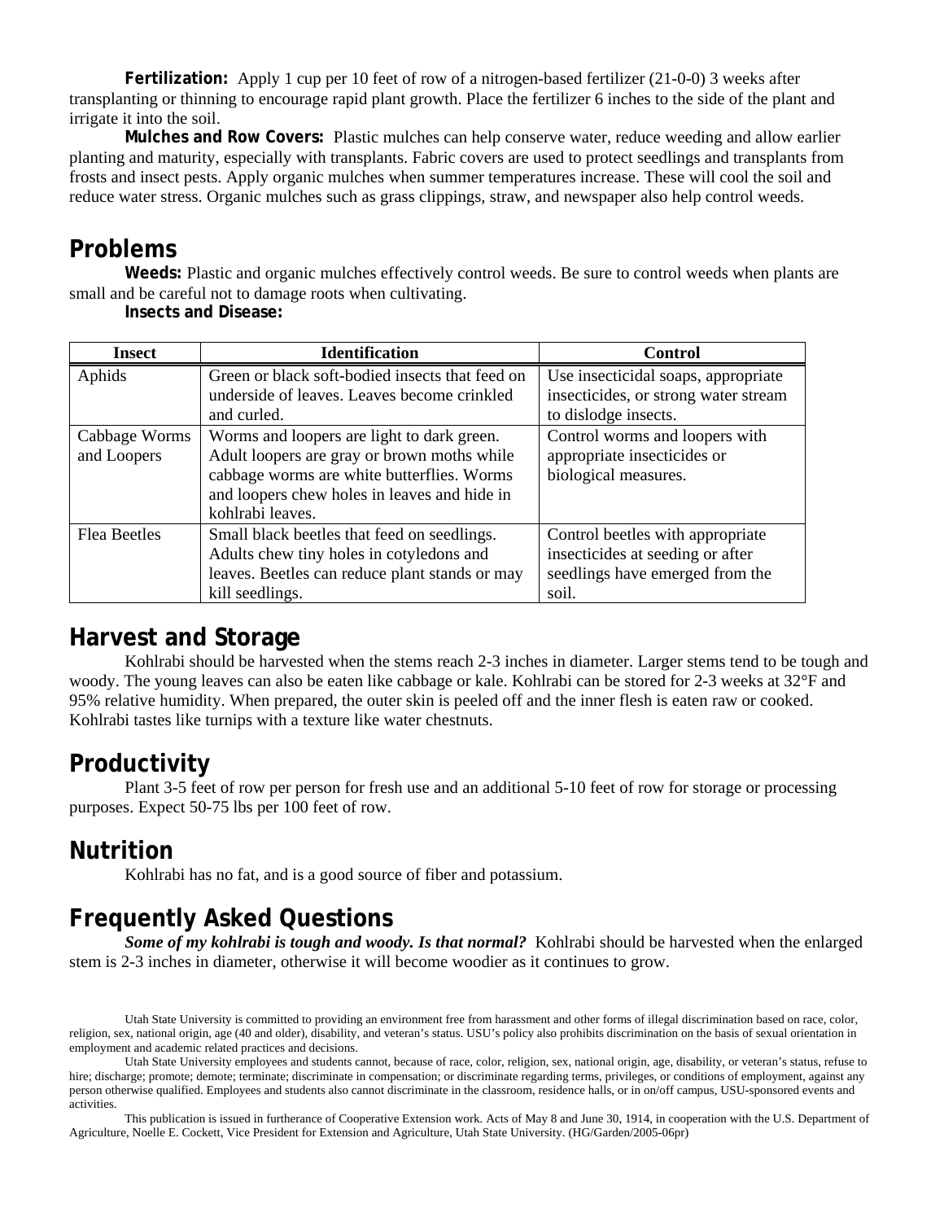**Fertilization:** Apply 1 cup per 10 feet of row of a nitrogen-based fertilizer (21-0-0) 3 weeks after transplanting or thinning to encourage rapid plant growth. Place the fertilizer 6 inches to the side of the plant and irrigate it into the soil.

**Mulches and Row Covers:** Plastic mulches can help conserve water, reduce weeding and allow earlier planting and maturity, especially with transplants. Fabric covers are used to protect seedlings and transplants from frosts and insect pests. Apply organic mulches when summer temperatures increase. These will cool the soil and reduce water stress. Organic mulches such as grass clippings, straw, and newspaper also help control weeds.

## Problems

**Weeds:** Plastic and organic mulches effectively control weeds. Be sure to control weeds when plants are small and be careful not to damage roots when cultivating.

**Insects and Disease:**

| Insect | Identification | Control |
|---|---|---|
| Aphids | Green or black soft-bodied insects that feed on underside of leaves. Leaves become crinkled and curled. | Use insecticidal soaps, appropriate insecticides, or strong water stream to dislodge insects. |
| Cabbage Worms and Loopers | Worms and loopers are light to dark green. Adult loopers are gray or brown moths while cabbage worms are white butterflies. Worms and loopers chew holes in leaves and hide in kohlrabi leaves. | Control worms and loopers with appropriate insecticides or biological measures. |
| Flea Beetles | Small black beetles that feed on seedlings. Adults chew tiny holes in cotyledons and leaves. Beetles can reduce plant stands or may kill seedlings. | Control beetles with appropriate insecticides at seeding or after seedlings have emerged from the soil. |

## Harvest and Storage

Kohlrabi should be harvested when the stems reach 2-3 inches in diameter. Larger stems tend to be tough and woody. The young leaves can also be eaten like cabbage or kale. Kohlrabi can be stored for 2-3 weeks at 32°F and 95% relative humidity. When prepared, the outer skin is peeled off and the inner flesh is eaten raw or cooked. Kohlrabi tastes like turnips with a texture like water chestnuts.

## Productivity

Plant 3-5 feet of row per person for fresh use and an additional 5-10 feet of row for storage or processing purposes. Expect 50-75 lbs per 100 feet of row.

## Nutrition

Kohlrabi has no fat, and is a good source of fiber and potassium.

## Frequently Asked Questions

***Some of my kohlrabi is tough and woody. Is that normal?*** Kohlrabi should be harvested when the enlarged stem is 2-3 inches in diameter, otherwise it will become woodier as it continues to grow.

Utah State University is committed to providing an environment free from harassment and other forms of illegal discrimination based on race, color, religion, sex, national origin, age (40 and older), disability, and veteran's status. USU's policy also prohibits discrimination on the basis of sexual orientation in employment and academic related practices and decisions.

Utah State University employees and students cannot, because of race, color, religion, sex, national origin, age, disability, or veteran's status, refuse to hire; discharge; promote; demote; terminate; discriminate in compensation; or discriminate regarding terms, privileges, or conditions of employment, against any person otherwise qualified. Employees and students also cannot discriminate in the classroom, residence halls, or in on/off campus, USU-sponsored events and activities.

This publication is issued in furtherance of Cooperative Extension work. Acts of May 8 and June 30, 1914, in cooperation with the U.S. Department of Agriculture, Noelle E. Cockett, Vice President for Extension and Agriculture, Utah State University. (HG/Garden/2005-06pr)